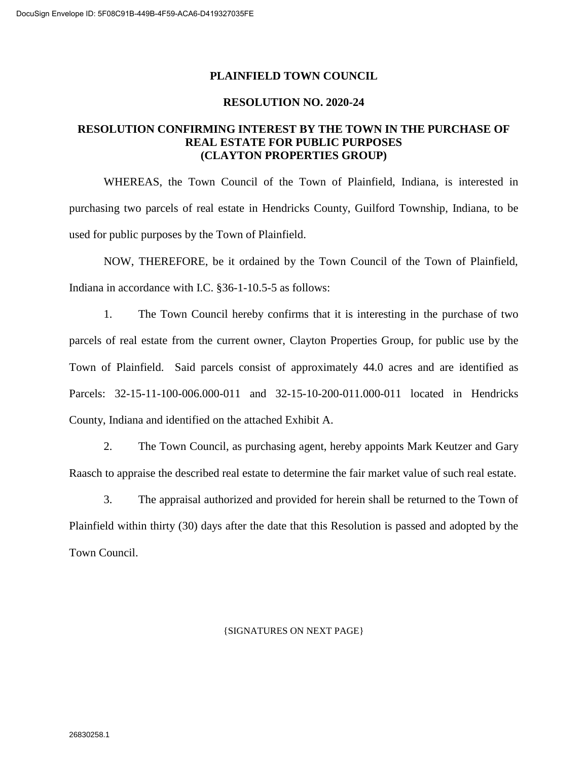# PLAINFIELD TOWN COUNCIL

## RESOLUTION NO. 2020-24

## RESOLUTION CONFIRMING INTEREST BY THE TOWN IN THE PURCHASE OF REAL ESTATE FOR PUBLIC PURPOSES (CLAYTON PROPERTIES GROUP)

WHEREAS, the Town Council of the Town of Plainfield, Indiana, is interested in purchasing two parcels of real estate in Hendricks County, Guilford Township, Indiana, to be used for public purposes by the Town of Plainfield.

NOW, THEREFORE, be it ordained by the Town Council of the Town of Plainfield, Indiana in accordance with I.C. §36-1-10.5-5 as follows:

1. The Town Council hereby confirms that it is interesting in the purchase of two parcels of real estate from the current owner, Clayton Properties Group, for public use by the Town of Plainfield. Said parcels consist of approximately 44.0 acres and are identified as Parcels: 32-15-11-100-006.000-011 and 32-15-10-200-011.000-011 located in Hendricks County, Indiana and identified on the attached Exhibit A.

2. The Town Council, as purchasing agent, hereby appoints Mark Keutzer and Gary Raasch to appraise the described real estate to determine the fair market value of such real estate.

3. The appraisal authorized and provided for herein shall be returned to the Town of Plainfield within thirty (30) days after the date that this Resolution is passed and adopted by the Town Council.

{SIGNATURES ON NEXT PAGE}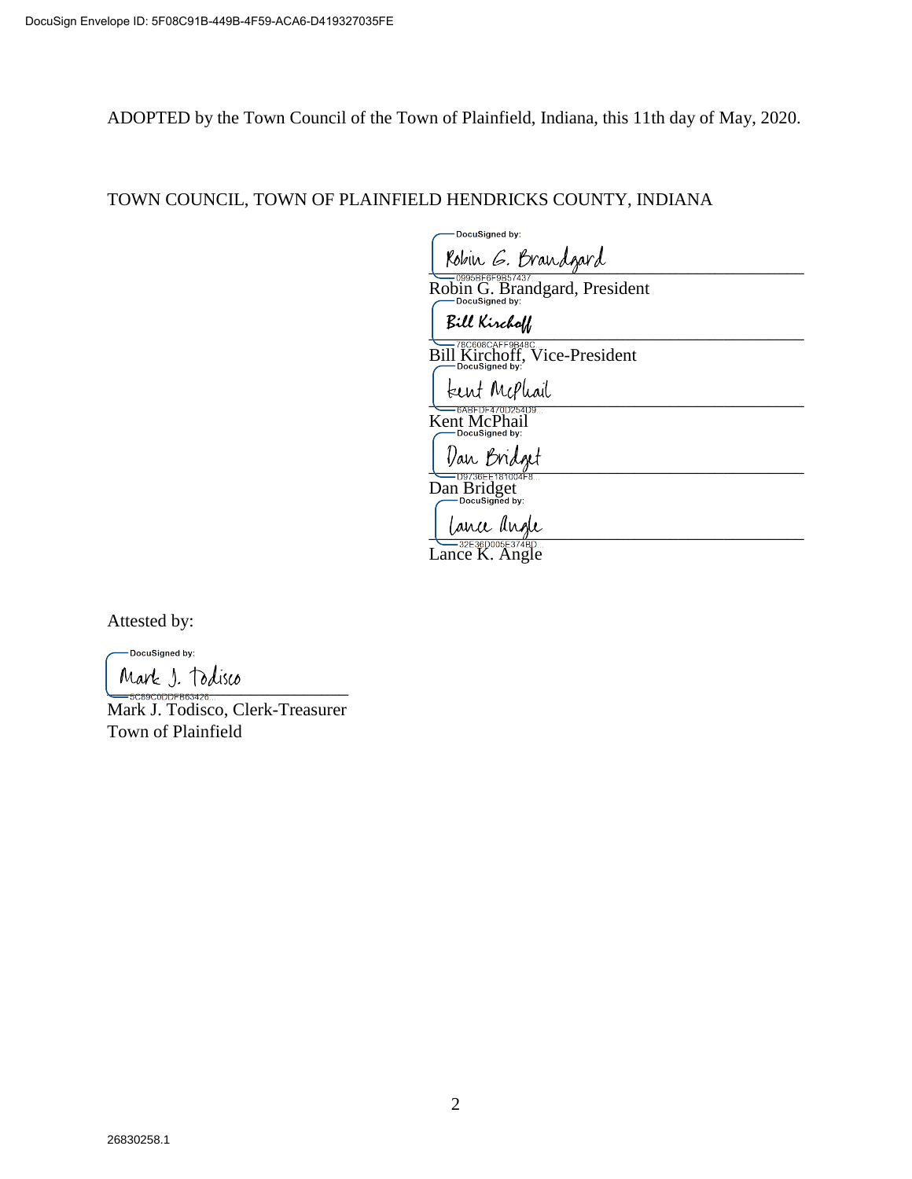ADOPTED by the Town Council of the Town of Plainfield, Indiana, this 11th day of May, 2020.

TOWN COUNCIL, TOWN OF PLAINFIELD HENDRICKS COUNTY, INDIANA

DocuSigned by:
Robin G. Brandgard
0995BF6F9B57437...
Robin G. Brandgard, President

DocuSigned by:
Bill Kirchoff
78C608CAFF9B48C...
Bill Kirchoff, Vice-President

DocuSigned by:
Kent McPhail
6ABFDF470D254D9...
Kent McPhail

DocuSigned by:
Dan Bridget
D9736EE181004F8...
Dan Bridget

DocuSigned by:
Lance Angle
32E36D005E374BD...
Lance K. Angle

Attested by:

DocuSigned by:
Mark J. Todisco
5C89C0DDFB63426...
Mark J. Todisco, Clerk-Treasurer
Town of Plainfield

26830258.1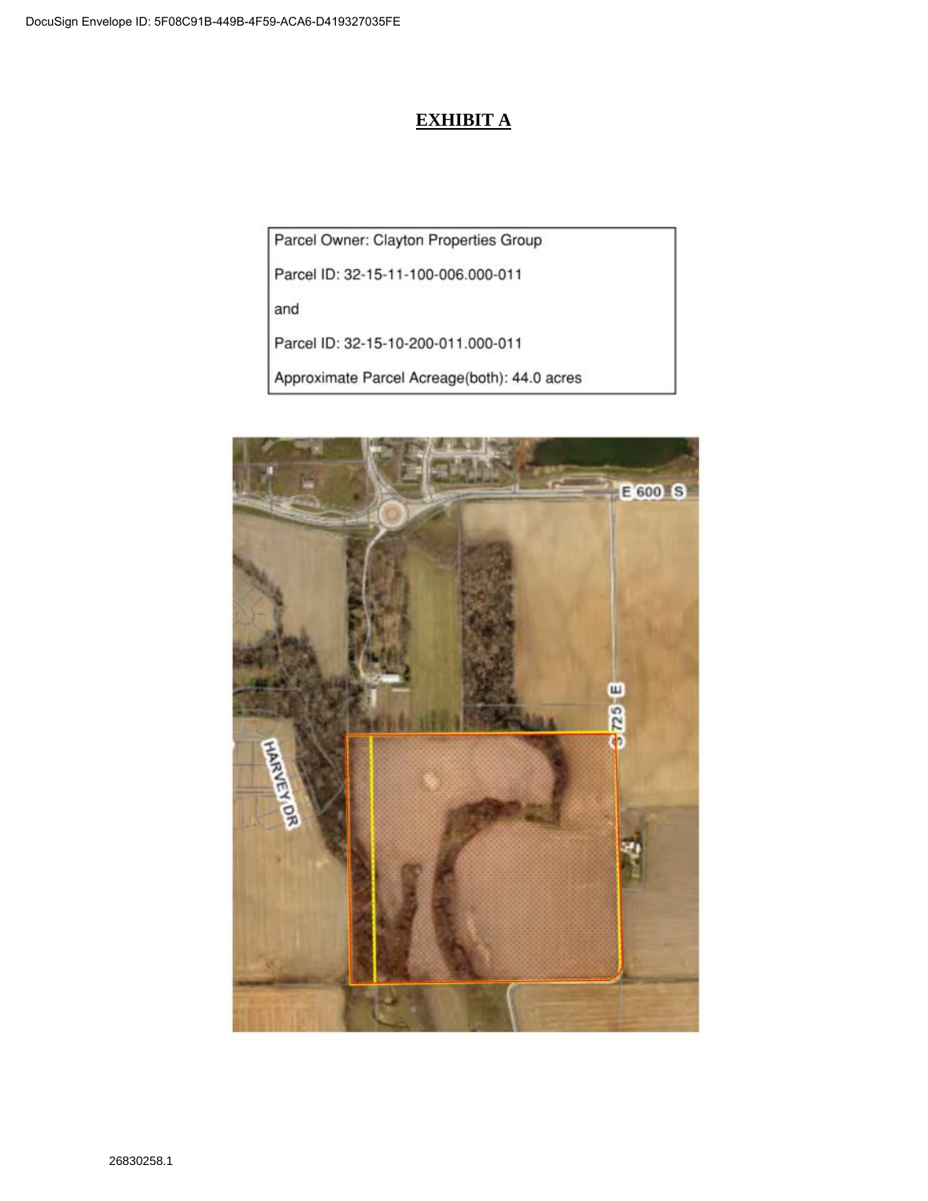# EXHIBIT A

Parcel Owner: Clayton Properties Group

Parcel ID: 32-15-11-100-006.000-011

and

Parcel ID: 32-15-10-200-011.000-011

Approximate Parcel Acreage(both): 44.0 acres

E 600 S

S 725 E

HARVEY DR

26830258.1